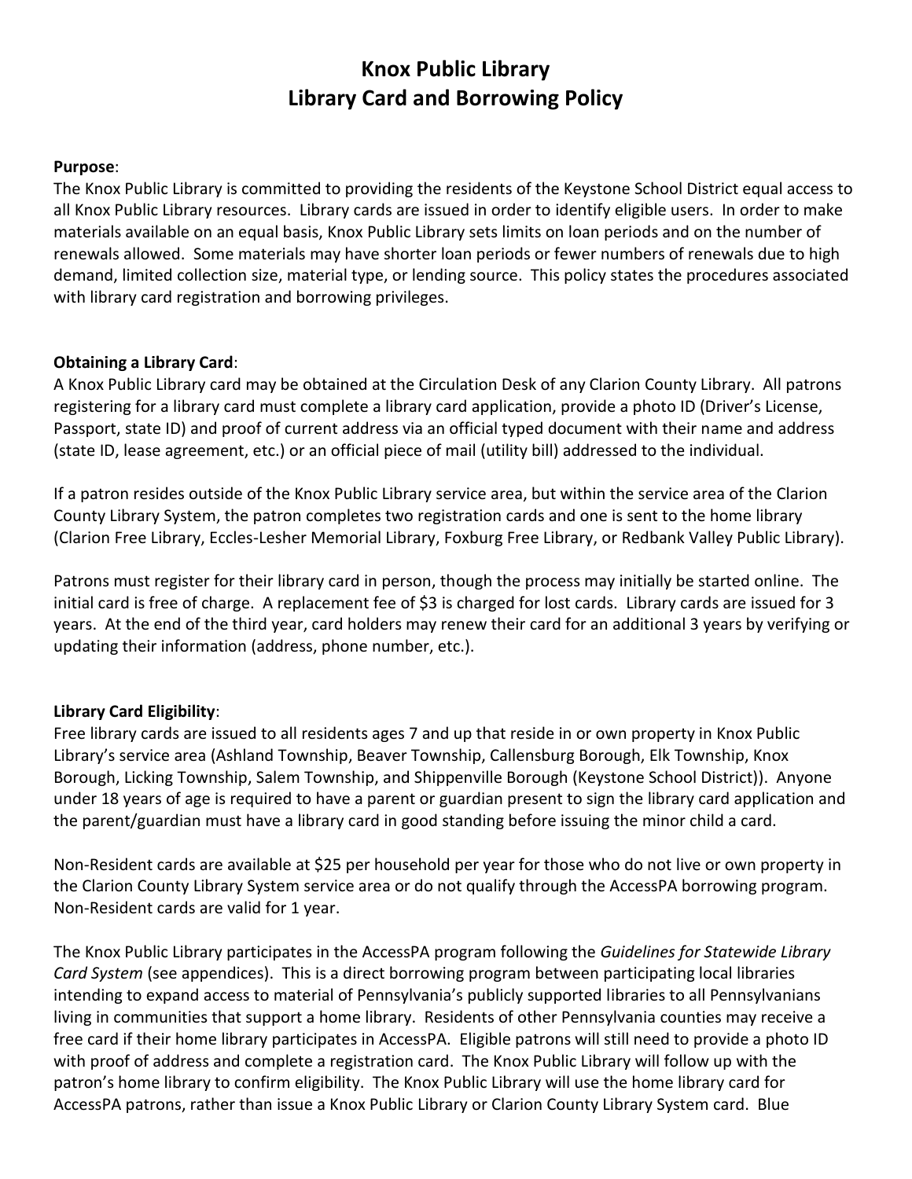# Knox Public Library
# Library Card and Borrowing Policy

**Purpose**:
The Knox Public Library is committed to providing the residents of the Keystone School District equal access to all Knox Public Library resources. Library cards are issued in order to identify eligible users. In order to make materials available on an equal basis, Knox Public Library sets limits on loan periods and on the number of renewals allowed. Some materials may have shorter loan periods or fewer numbers of renewals due to high demand, limited collection size, material type, or lending source. This policy states the procedures associated with library card registration and borrowing privileges.

**Obtaining a Library Card**:
A Knox Public Library card may be obtained at the Circulation Desk of any Clarion County Library. All patrons registering for a library card must complete a library card application, provide a photo ID (Driver's License, Passport, state ID) and proof of current address via an official typed document with their name and address (state ID, lease agreement, etc.) or an official piece of mail (utility bill) addressed to the individual.

If a patron resides outside of the Knox Public Library service area, but within the service area of the Clarion County Library System, the patron completes two registration cards and one is sent to the home library (Clarion Free Library, Eccles-Lesher Memorial Library, Foxburg Free Library, or Redbank Valley Public Library).

Patrons must register for their library card in person, though the process may initially be started online. The initial card is free of charge. A replacement fee of $3 is charged for lost cards. Library cards are issued for 3 years. At the end of the third year, card holders may renew their card for an additional 3 years by verifying or updating their information (address, phone number, etc.).

**Library Card Eligibility**:
Free library cards are issued to all residents ages 7 and up that reside in or own property in Knox Public Library's service area (Ashland Township, Beaver Township, Callensburg Borough, Elk Township, Knox Borough, Licking Township, Salem Township, and Shippenville Borough (Keystone School District)). Anyone under 18 years of age is required to have a parent or guardian present to sign the library card application and the parent/guardian must have a library card in good standing before issuing the minor child a card.

Non-Resident cards are available at $25 per household per year for those who do not live or own property in the Clarion County Library System service area or do not qualify through the AccessPA borrowing program. Non-Resident cards are valid for 1 year.

The Knox Public Library participates in the AccessPA program following the *Guidelines for Statewide Library Card System* (see appendices). This is a direct borrowing program between participating local libraries intending to expand access to material of Pennsylvania's publicly supported libraries to all Pennsylvanians living in communities that support a home library. Residents of other Pennsylvania counties may receive a free card if their home library participates in AccessPA. Eligible patrons will still need to provide a photo ID with proof of address and complete a registration card. The Knox Public Library will follow up with the patron's home library to confirm eligibility. The Knox Public Library will use the home library card for AccessPA patrons, rather than issue a Knox Public Library or Clarion County Library System card. Blue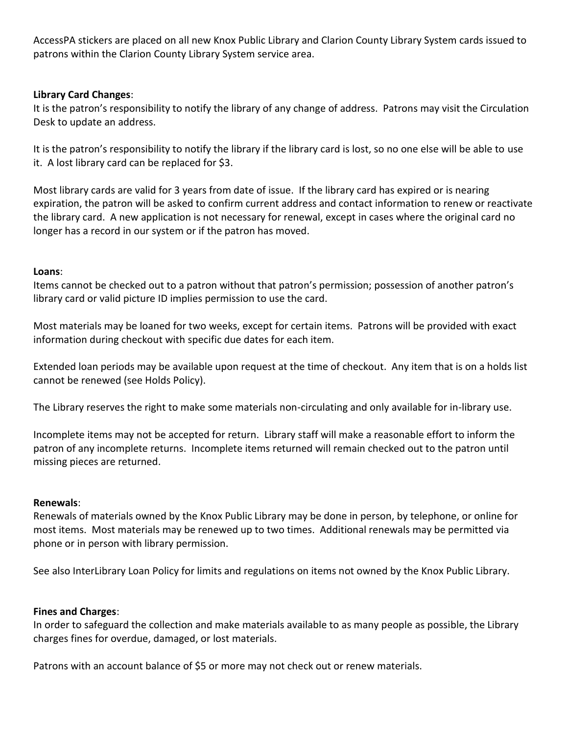AccessPA stickers are placed on all new Knox Public Library and Clarion County Library System cards issued to patrons within the Clarion County Library System service area.

**Library Card Changes**:

It is the patron's responsibility to notify the library of any change of address. Patrons may visit the Circulation Desk to update an address.

It is the patron's responsibility to notify the library if the library card is lost, so no one else will be able to use it. A lost library card can be replaced for $3.

Most library cards are valid for 3 years from date of issue. If the library card has expired or is nearing expiration, the patron will be asked to confirm current address and contact information to renew or reactivate the library card. A new application is not necessary for renewal, except in cases where the original card no longer has a record in our system or if the patron has moved.

**Loans**:

Items cannot be checked out to a patron without that patron's permission; possession of another patron's library card or valid picture ID implies permission to use the card.

Most materials may be loaned for two weeks, except for certain items. Patrons will be provided with exact information during checkout with specific due dates for each item.

Extended loan periods may be available upon request at the time of checkout. Any item that is on a holds list cannot be renewed (see Holds Policy).

The Library reserves the right to make some materials non-circulating and only available for in-library use.

Incomplete items may not be accepted for return. Library staff will make a reasonable effort to inform the patron of any incomplete returns. Incomplete items returned will remain checked out to the patron until missing pieces are returned.

**Renewals**:

Renewals of materials owned by the Knox Public Library may be done in person, by telephone, or online for most items. Most materials may be renewed up to two times. Additional renewals may be permitted via phone or in person with library permission.

See also InterLibrary Loan Policy for limits and regulations on items not owned by the Knox Public Library.

**Fines and Charges**:

In order to safeguard the collection and make materials available to as many people as possible, the Library charges fines for overdue, damaged, or lost materials.

Patrons with an account balance of $5 or more may not check out or renew materials.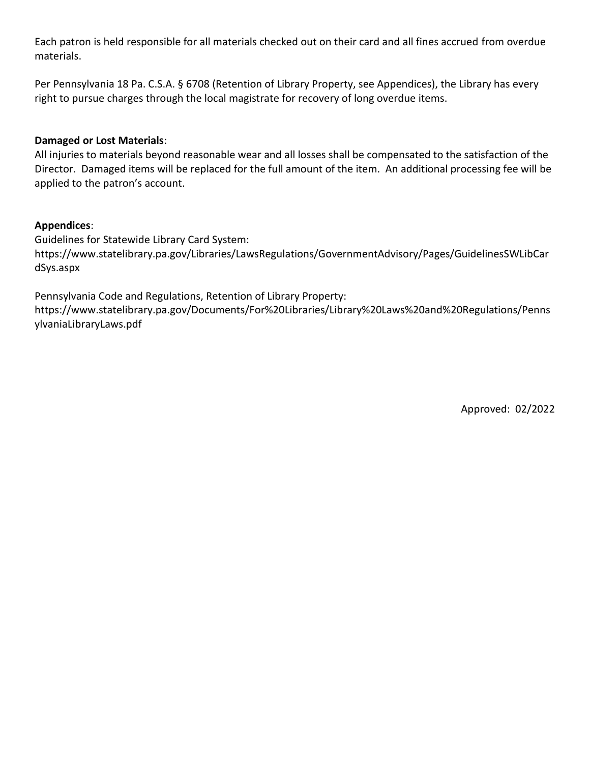Each patron is held responsible for all materials checked out on their card and all fines accrued from overdue materials.

Per Pennsylvania 18 Pa. C.S.A. § 6708 (Retention of Library Property, see Appendices), the Library has every right to pursue charges through the local magistrate for recovery of long overdue items.

**Damaged or Lost Materials**:
All injuries to materials beyond reasonable wear and all losses shall be compensated to the satisfaction of the Director. Damaged items will be replaced for the full amount of the item. An additional processing fee will be applied to the patron's account.

**Appendices**:
Guidelines for Statewide Library Card System:
https://www.statelibrary.pa.gov/Libraries/LawsRegulations/GovernmentAdvisory/Pages/GuidelinesSWLibCardSys.aspx

Pennsylvania Code and Regulations, Retention of Library Property:
https://www.statelibrary.pa.gov/Documents/For%20Libraries/Library%20Laws%20and%20Regulations/PennsylvaniaLibraryLaws.pdf

Approved: 02/2022